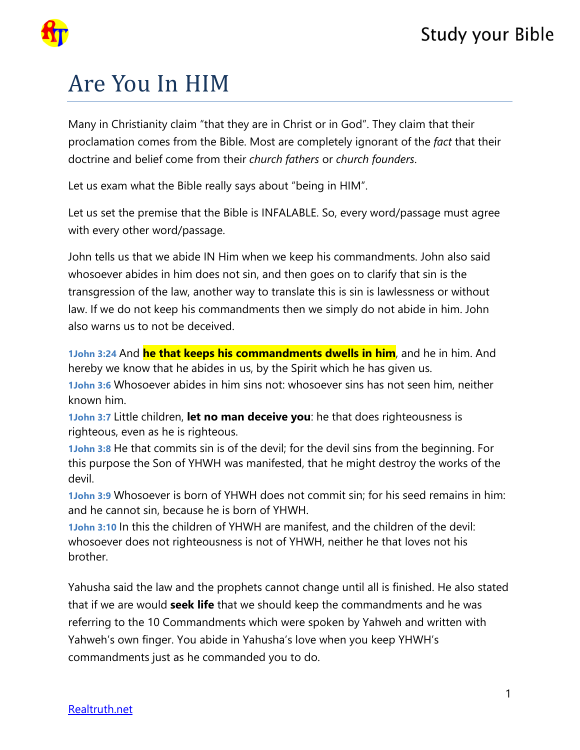# Are You In HIM

Many in Christianity claim "that they are in Christ or in God". They claim that their proclamation comes from the Bible. Most are completely ignorant of the *fact* that their doctrine and belief come from their *church fathers* or *church founders*.

Let us exam what the Bible really says about "being in HIM".

Let us set the premise that the Bible is INFALABLE. So, every word/passage must agree with every other word/passage.

John tells us that we abide IN Him when we keep his commandments. John also said whosoever abides in him does not sin, and then goes on to clarify that sin is the transgression of the law, another way to translate this is sin is lawlessness or without law. If we do not keep his commandments then we simply do not abide in him. John also warns us to not be deceived.

**1John 3:24** And **he that keeps his commandments dwells in him**, and he in him. And hereby we know that he abides in us, by the Spirit which he has given us.
**1John 3:6** Whosoever abides in him sins not: whosoever sins has not seen him, neither known him.
**1John 3:7** Little children, **let no man deceive you**: he that does righteousness is righteous, even as he is righteous.
**1John 3:8** He that commits sin is of the devil; for the devil sins from the beginning. For this purpose the Son of YHWH was manifested, that he might destroy the works of the devil.
**1John 3:9** Whosoever is born of YHWH does not commit sin; for his seed remains in him: and he cannot sin, because he is born of YHWH.
**1John 3:10** In this the children of YHWH are manifest, and the children of the devil: whosoever does not righteousness is not of YHWH, neither he that loves not his brother.

Yahusha said the law and the prophets cannot change until all is finished. He also stated that if we are would **seek life** that we should keep the commandments and he was referring to the 10 Commandments which were spoken by Yahweh and written with Yahweh's own finger. You abide in Yahusha's love when you keep YHWH's commandments just as he commanded you to do.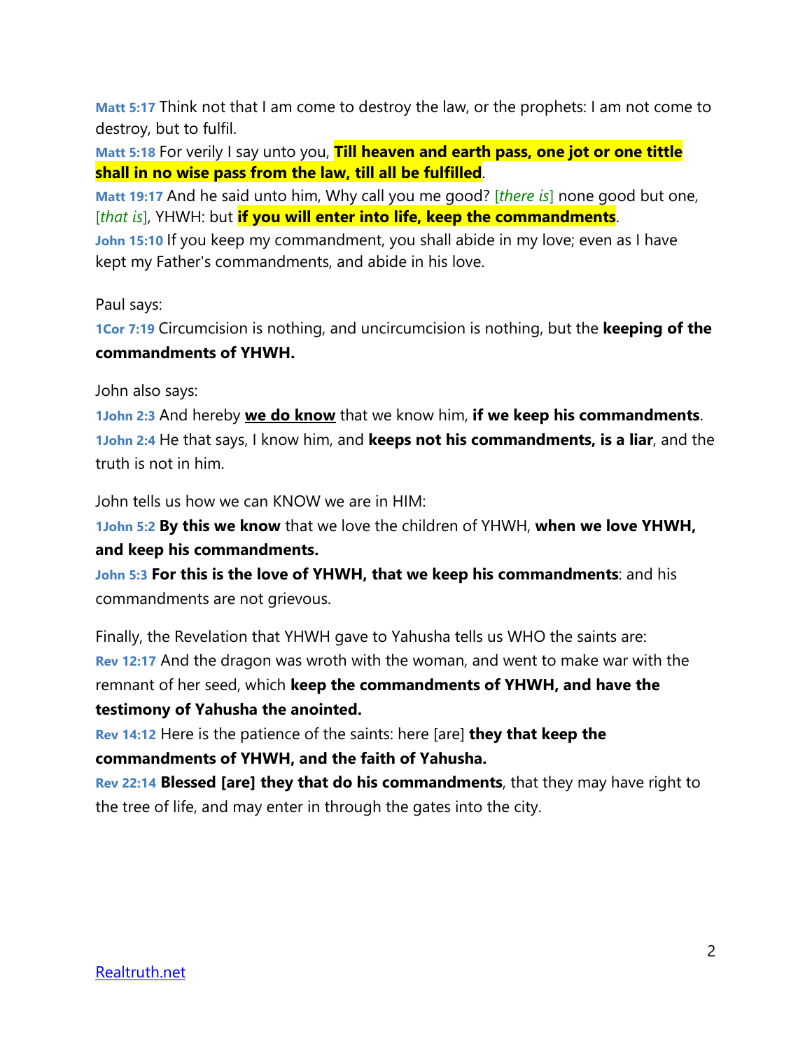**Matt 5:17** Think not that I am come to destroy the law, or the prophets: I am not come to destroy, but to fulfil.

**Matt 5:18** For verily I say unto you, **Till heaven and earth pass, one jot or one tittle shall in no wise pass from the law, till all be fulfilled**.

**Matt 19:17** And he said unto him, Why call you me good? [*there is*] none good but one, [*that is*], YHWH: but **if you will enter into life, keep the commandments**.

**John 15:10** If you keep my commandment, you shall abide in my love; even as I have kept my Father's commandments, and abide in his love.

Paul says:

**1Cor 7:19** Circumcision is nothing, and uncircumcision is nothing, but the **keeping of the commandments of YHWH.**

John also says:

**1John 2:3** And hereby **<u>we do know</u>** that we know him, **if we keep his commandments**.

**1John 2:4** He that says, I know him, and **keeps not his commandments, is a liar**, and the truth is not in him.

John tells us how we can KNOW we are in HIM:

**1John 5:2** **By this we know** that we love the children of YHWH, **when we love YHWH, and keep his commandments.**

**John 5:3** **For this is the love of YHWH, that we keep his commandments**: and his commandments are not grievous.

Finally, the Revelation that YHWH gave to Yahusha tells us WHO the saints are:

**Rev 12:17** And the dragon was wroth with the woman, and went to make war with the remnant of her seed, which **keep the commandments of YHWH, and have the testimony of Yahusha the anointed.**

**Rev 14:12** Here is the patience of the saints: here [are] **they that keep the commandments of YHWH, and the faith of Yahusha.**

**Rev 22:14** **Blessed [are] they that do his commandments**, that they may have right to the tree of life, and may enter in through the gates into the city.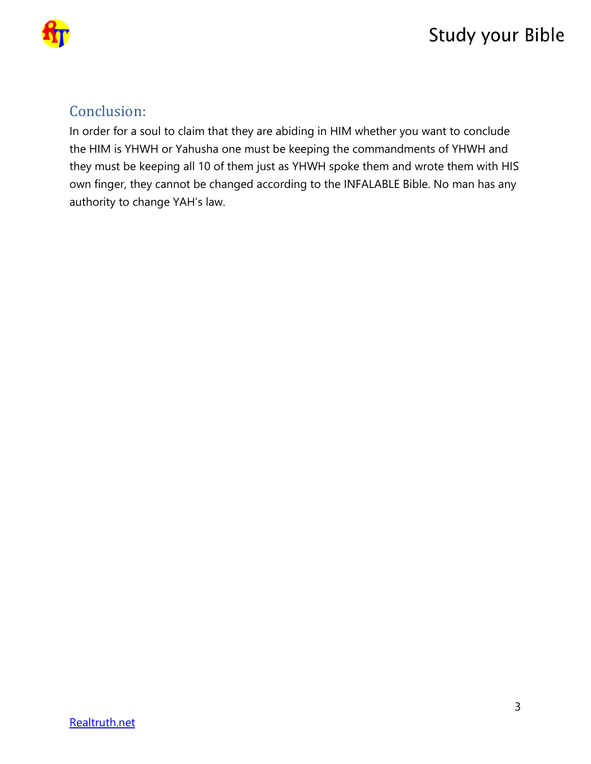## Conclusion:

In order for a soul to claim that they are abiding in HIM whether you want to conclude the HIM is YHWH or Yahusha one must be keeping the commandments of YHWH and they must be keeping all 10 of them just as YHWH spoke them and wrote them with HIS own finger, they cannot be changed according to the INFALABLE Bible. No man has any authority to change YAH's law.